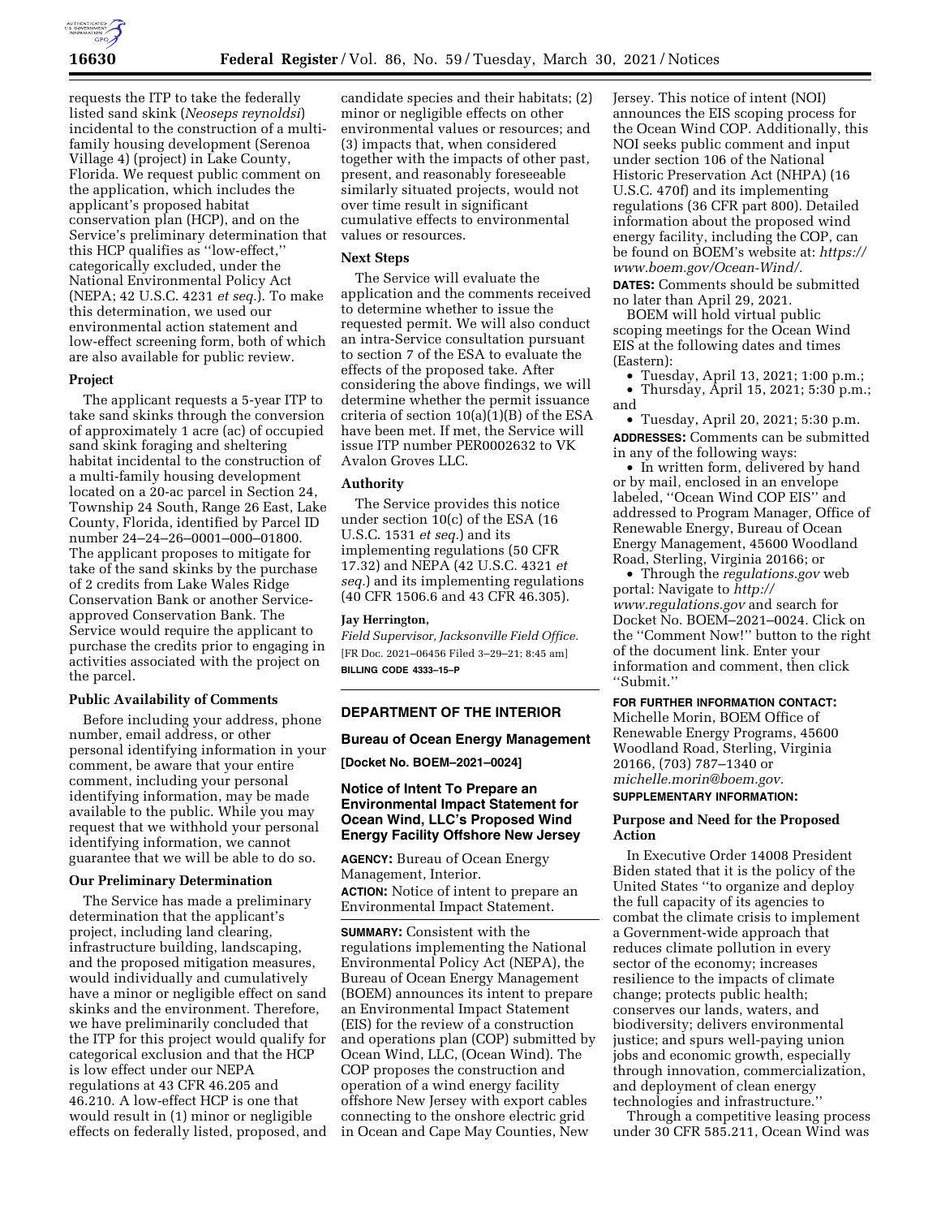requests the ITP to take the federally listed sand skink (*Neoseps reynoldsi*) incidental to the construction of a multi-family housing development (Serenoa Village 4) (project) in Lake County, Florida. We request public comment on the application, which includes the applicant's proposed habitat conservation plan (HCP), and on the Service's preliminary determination that this HCP qualifies as ''low-effect,'' categorically excluded, under the National Environmental Policy Act (NEPA; 42 U.S.C. 4231 *et seq.*). To make this determination, we used our environmental action statement and low-effect screening form, both of which are also available for public review.

## Project

The applicant requests a 5-year ITP to take sand skinks through the conversion of approximately 1 acre (ac) of occupied sand skink foraging and sheltering habitat incidental to the construction of a multi-family housing development located on a 20-ac parcel in Section 24, Township 24 South, Range 26 East, Lake County, Florida, identified by Parcel ID number 24–24–26–0001–000–01800. The applicant proposes to mitigate for take of the sand skinks by the purchase of 2 credits from Lake Wales Ridge Conservation Bank or another Service-approved Conservation Bank. The Service would require the applicant to purchase the credits prior to engaging in activities associated with the project on the parcel.

## Public Availability of Comments

Before including your address, phone number, email address, or other personal identifying information in your comment, be aware that your entire comment, including your personal identifying information, may be made available to the public. While you may request that we withhold your personal identifying information, we cannot guarantee that we will be able to do so.

## Our Preliminary Determination

The Service has made a preliminary determination that the applicant's project, including land clearing, infrastructure building, landscaping, and the proposed mitigation measures, would individually and cumulatively have a minor or negligible effect on sand skinks and the environment. Therefore, we have preliminarily concluded that the ITP for this project would qualify for categorical exclusion and that the HCP is low effect under our NEPA regulations at 43 CFR 46.205 and 46.210. A low-effect HCP is one that would result in (1) minor or negligible effects on federally listed, proposed, and candidate species and their habitats; (2) minor or negligible effects on other environmental values or resources; and (3) impacts that, when considered together with the impacts of other past, present, and reasonably foreseeable similarly situated projects, would not over time result in significant cumulative effects to environmental values or resources.

## Next Steps

The Service will evaluate the application and the comments received to determine whether to issue the requested permit. We will also conduct an intra-Service consultation pursuant to section 7 of the ESA to evaluate the effects of the proposed take. After considering the above findings, we will determine whether the permit issuance criteria of section 10(a)(1)(B) of the ESA have been met. If met, the Service will issue ITP number PER0002632 to VK Avalon Groves LLC.

## Authority

The Service provides this notice under section 10(c) of the ESA (16 U.S.C. 1531 *et seq.*) and its implementing regulations (50 CFR 17.32) and NEPA (42 U.S.C. 4321 *et seq.*) and its implementing regulations (40 CFR 1506.6 and 43 CFR 46.305).

**Jay Herrington,**

*Field Supervisor, Jacksonville Field Office.*

[FR Doc. 2021–06456 Filed 3–29–21; 8:45 am]

**BILLING CODE 4333–15–P**

---

# DEPARTMENT OF THE INTERIOR

## Bureau of Ocean Energy Management

**[Docket No. BOEM–2021–0024]**

## Notice of Intent To Prepare an Environmental Impact Statement for Ocean Wind, LLC's Proposed Wind Energy Facility Offshore New Jersey

**AGENCY:** Bureau of Ocean Energy Management, Interior.

**ACTION:** Notice of intent to prepare an Environmental Impact Statement.

**SUMMARY:** Consistent with the regulations implementing the National Environmental Policy Act (NEPA), the Bureau of Ocean Energy Management (BOEM) announces its intent to prepare an Environmental Impact Statement (EIS) for the review of a construction and operations plan (COP) submitted by Ocean Wind, LLC, (Ocean Wind). The COP proposes the construction and operation of a wind energy facility offshore New Jersey with export cables connecting to the onshore electric grid in Ocean and Cape May Counties, New Jersey. This notice of intent (NOI) announces the EIS scoping process for the Ocean Wind COP. Additionally, this NOI seeks public comment and input under section 106 of the National Historic Preservation Act (NHPA) (16 U.S.C. 470f) and its implementing regulations (36 CFR part 800). Detailed information about the proposed wind energy facility, including the COP, can be found on BOEM's website at: *https://www.boem.gov/Ocean-Wind/.*

**DATES:** Comments should be submitted no later than April 29, 2021.

BOEM will hold virtual public scoping meetings for the Ocean Wind EIS at the following dates and times (Eastern):

- Tuesday, April 13, 2021; 1:00 p.m.;
- Thursday, April 15, 2021; 5:30 p.m.; and
- Tuesday, April 20, 2021; 5:30 p.m.

**ADDRESSES:** Comments can be submitted in any of the following ways:

- In written form, delivered by hand or by mail, enclosed in an envelope labeled, ''Ocean Wind COP EIS'' and addressed to Program Manager, Office of Renewable Energy, Bureau of Ocean Energy Management, 45600 Woodland Road, Sterling, Virginia 20166; or
- Through the *regulations.gov* web portal: Navigate to *http://www.regulations.gov* and search for Docket No. BOEM–2021–0024. Click on the ''Comment Now!'' button to the right of the document link. Enter your information and comment, then click ''Submit.''

**FOR FURTHER INFORMATION CONTACT:** Michelle Morin, BOEM Office of Renewable Energy Programs, 45600 Woodland Road, Sterling, Virginia 20166, (703) 787–1340 or *michelle.morin@boem.gov.*

**SUPPLEMENTARY INFORMATION:**

## Purpose and Need for the Proposed Action

In Executive Order 14008 President Biden stated that it is the policy of the United States ''to organize and deploy the full capacity of its agencies to combat the climate crisis to implement a Government-wide approach that reduces climate pollution in every sector of the economy; increases resilience to the impacts of climate change; protects public health; conserves our lands, waters, and biodiversity; delivers environmental justice; and spurs well-paying union jobs and economic growth, especially through innovation, commercialization, and deployment of clean energy technologies and infrastructure.''

Through a competitive leasing process under 30 CFR 585.211, Ocean Wind was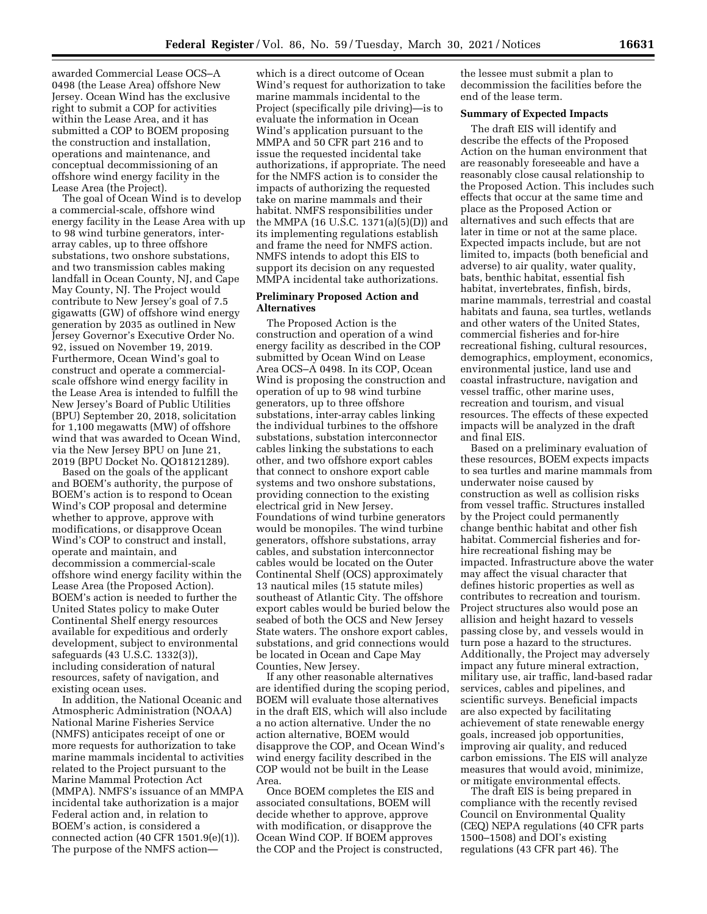awarded Commercial Lease OCS–A 0498 (the Lease Area) offshore New Jersey. Ocean Wind has the exclusive right to submit a COP for activities within the Lease Area, and it has submitted a COP to BOEM proposing the construction and installation, operations and maintenance, and conceptual decommissioning of an offshore wind energy facility in the Lease Area (the Project).

The goal of Ocean Wind is to develop a commercial-scale, offshore wind energy facility in the Lease Area with up to 98 wind turbine generators, inter-array cables, up to three offshore substations, two onshore substations, and two transmission cables making landfall in Ocean County, NJ, and Cape May County, NJ. The Project would contribute to New Jersey's goal of 7.5 gigawatts (GW) of offshore wind energy generation by 2035 as outlined in New Jersey Governor's Executive Order No. 92, issued on November 19, 2019. Furthermore, Ocean Wind's goal to construct and operate a commercial-scale offshore wind energy facility in the Lease Area is intended to fulfill the New Jersey's Board of Public Utilities (BPU) September 20, 2018, solicitation for 1,100 megawatts (MW) of offshore wind that was awarded to Ocean Wind, via the New Jersey BPU on June 21, 2019 (BPU Docket No. QO18121289).

Based on the goals of the applicant and BOEM's authority, the purpose of BOEM's action is to respond to Ocean Wind's COP proposal and determine whether to approve, approve with modifications, or disapprove Ocean Wind's COP to construct and install, operate and maintain, and decommission a commercial-scale offshore wind energy facility within the Lease Area (the Proposed Action). BOEM's action is needed to further the United States policy to make Outer Continental Shelf energy resources available for expeditious and orderly development, subject to environmental safeguards (43 U.S.C. 1332(3)), including consideration of natural resources, safety of navigation, and existing ocean uses.

In addition, the National Oceanic and Atmospheric Administration (NOAA) National Marine Fisheries Service (NMFS) anticipates receipt of one or more requests for authorization to take marine mammals incidental to activities related to the Project pursuant to the Marine Mammal Protection Act (MMPA). NMFS's issuance of an MMPA incidental take authorization is a major Federal action and, in relation to BOEM's action, is considered a connected action (40 CFR 1501.9(e)(1)). The purpose of the NMFS action—which is a direct outcome of Ocean Wind's request for authorization to take marine mammals incidental to the Project (specifically pile driving)—is to evaluate the information in Ocean Wind's application pursuant to the MMPA and 50 CFR part 216 and to issue the requested incidental take authorizations, if appropriate. The need for the NMFS action is to consider the impacts of authorizing the requested take on marine mammals and their habitat. NMFS responsibilities under the MMPA (16 U.S.C. 1371(a)(5)(D)) and its implementing regulations establish and frame the need for NMFS action. NMFS intends to adopt this EIS to support its decision on any requested MMPA incidental take authorizations.

## Preliminary Proposed Action and Alternatives

The Proposed Action is the construction and operation of a wind energy facility as described in the COP submitted by Ocean Wind on Lease Area OCS–A 0498. In its COP, Ocean Wind is proposing the construction and operation of up to 98 wind turbine generators, up to three offshore substations, inter-array cables linking the individual turbines to the offshore substations, substation interconnector cables linking the substations to each other, and two offshore export cables that connect to onshore export cable systems and two onshore substations, providing connection to the existing electrical grid in New Jersey. Foundations of wind turbine generators would be monopiles. The wind turbine generators, offshore substations, array cables, and substation interconnector cables would be located on the Outer Continental Shelf (OCS) approximately 13 nautical miles (15 statute miles) southeast of Atlantic City. The offshore export cables would be buried below the seabed of both the OCS and New Jersey State waters. The onshore export cables, substations, and grid connections would be located in Ocean and Cape May Counties, New Jersey.

If any other reasonable alternatives are identified during the scoping period, BOEM will evaluate those alternatives in the draft EIS, which will also include a no action alternative. Under the no action alternative, BOEM would disapprove the COP, and Ocean Wind's wind energy facility described in the COP would not be built in the Lease Area.

Once BOEM completes the EIS and associated consultations, BOEM will decide whether to approve, approve with modification, or disapprove the Ocean Wind COP. If BOEM approves the COP and the Project is constructed, the lessee must submit a plan to decommission the facilities before the end of the lease term.

## Summary of Expected Impacts

The draft EIS will identify and describe the effects of the Proposed Action on the human environment that are reasonably foreseeable and have a reasonably close causal relationship to the Proposed Action. This includes such effects that occur at the same time and place as the Proposed Action or alternatives and such effects that are later in time or not at the same place. Expected impacts include, but are not limited to, impacts (both beneficial and adverse) to air quality, water quality, bats, benthic habitat, essential fish habitat, invertebrates, finfish, birds, marine mammals, terrestrial and coastal habitats and fauna, sea turtles, wetlands and other waters of the United States, commercial fisheries and for-hire recreational fishing, cultural resources, demographics, employment, economics, environmental justice, land use and coastal infrastructure, navigation and vessel traffic, other marine uses, recreation and tourism, and visual resources. The effects of these expected impacts will be analyzed in the draft and final EIS.

Based on a preliminary evaluation of these resources, BOEM expects impacts to sea turtles and marine mammals from underwater noise caused by construction as well as collision risks from vessel traffic. Structures installed by the Project could permanently change benthic habitat and other fish habitat. Commercial fisheries and for-hire recreational fishing may be impacted. Infrastructure above the water may affect the visual character that defines historic properties as well as contributes to recreation and tourism. Project structures also would pose an allision and height hazard to vessels passing close by, and vessels would in turn pose a hazard to the structures. Additionally, the Project may adversely impact any future mineral extraction, military use, air traffic, land-based radar services, cables and pipelines, and scientific surveys. Beneficial impacts are also expected by facilitating achievement of state renewable energy goals, increased job opportunities, improving air quality, and reduced carbon emissions. The EIS will analyze measures that would avoid, minimize, or mitigate environmental effects.

The draft EIS is being prepared in compliance with the recently revised Council on Environmental Quality (CEQ) NEPA regulations (40 CFR parts 1500–1508) and DOI's existing regulations (43 CFR part 46). The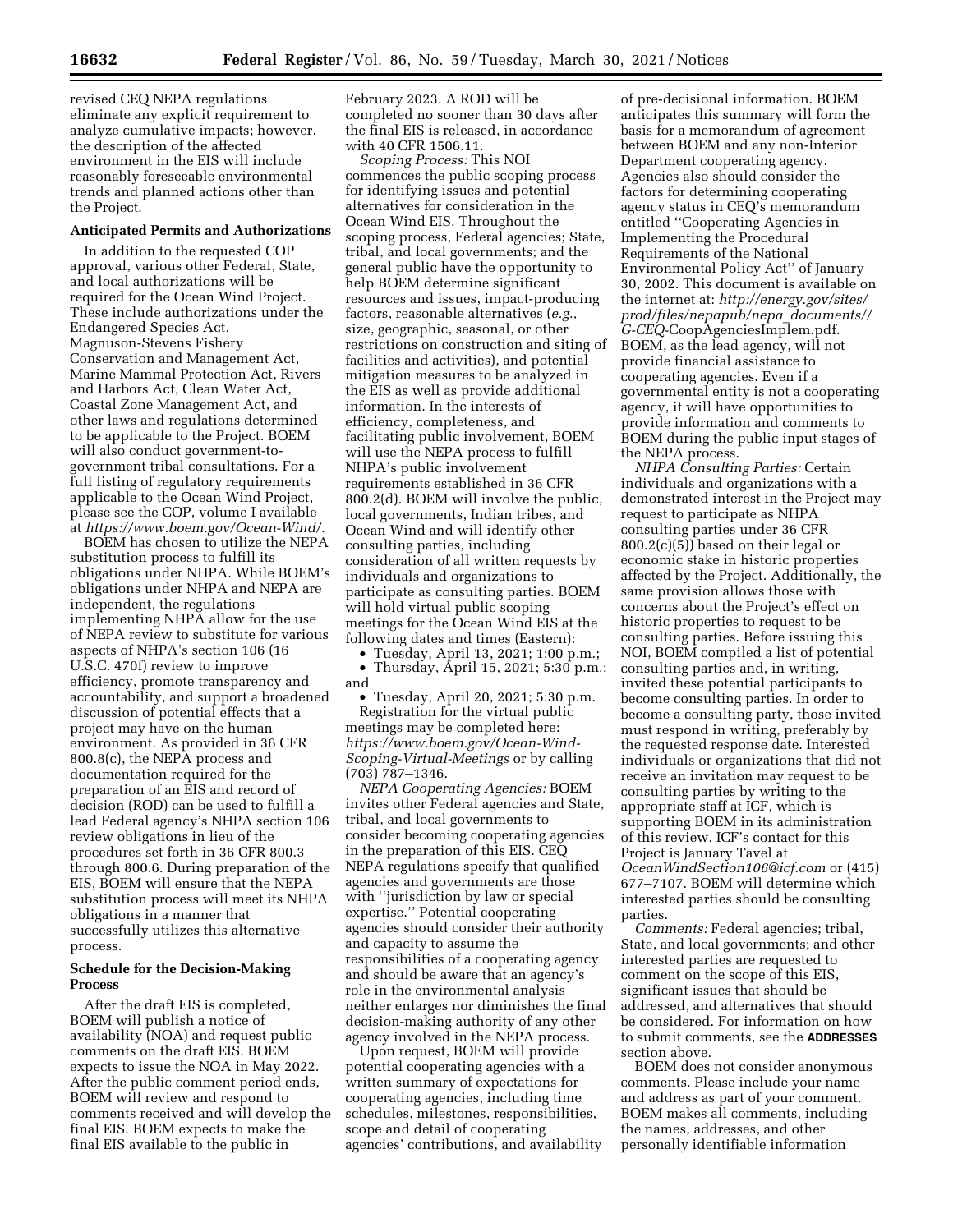revised CEQ NEPA regulations eliminate any explicit requirement to analyze cumulative impacts; however, the description of the affected environment in the EIS will include reasonably foreseeable environmental trends and planned actions other than the Project.

**Anticipated Permits and Authorizations**

In addition to the requested COP approval, various other Federal, State, and local authorizations will be required for the Ocean Wind Project. These include authorizations under the Endangered Species Act, Magnuson-Stevens Fishery Conservation and Management Act, Marine Mammal Protection Act, Rivers and Harbors Act, Clean Water Act, Coastal Zone Management Act, and other laws and regulations determined to be applicable to the Project. BOEM will also conduct government-to-government tribal consultations. For a full listing of regulatory requirements applicable to the Ocean Wind Project, please see the COP, volume I available at *https://www.boem.gov/Ocean-Wind/.*

BOEM has chosen to utilize the NEPA substitution process to fulfill its obligations under NHPA. While BOEM's obligations under NHPA and NEPA are independent, the regulations implementing NHPA allow for the use of NEPA review to substitute for various aspects of NHPA's section 106 (16 U.S.C. 470f) review to improve efficiency, promote transparency and accountability, and support a broadened discussion of potential effects that a project may have on the human environment. As provided in 36 CFR 800.8(c), the NEPA process and documentation required for the preparation of an EIS and record of decision (ROD) can be used to fulfill a lead Federal agency's NHPA section 106 review obligations in lieu of the procedures set forth in 36 CFR 800.3 through 800.6. During preparation of the EIS, BOEM will ensure that the NEPA substitution process will meet its NHPA obligations in a manner that successfully utilizes this alternative process.

**Schedule for the Decision-Making Process**

After the draft EIS is completed, BOEM will publish a notice of availability (NOA) and request public comments on the draft EIS. BOEM expects to issue the NOA in May 2022. After the public comment period ends, BOEM will review and respond to comments received and will develop the final EIS. BOEM expects to make the final EIS available to the public in February 2023. A ROD will be completed no sooner than 30 days after the final EIS is released, in accordance with 40 CFR 1506.11.

*Scoping Process:* This NOI commences the public scoping process for identifying issues and potential alternatives for consideration in the Ocean Wind EIS. Throughout the scoping process, Federal agencies; State, tribal, and local governments; and the general public have the opportunity to help BOEM determine significant resources and issues, impact-producing factors, reasonable alternatives (*e.g.,* size, geographic, seasonal, or other restrictions on construction and siting of facilities and activities), and potential mitigation measures to be analyzed in the EIS as well as provide additional information. In the interests of efficiency, completeness, and facilitating public involvement, BOEM will use the NEPA process to fulfill NHPA's public involvement requirements established in 36 CFR 800.2(d). BOEM will involve the public, local governments, Indian tribes, and Ocean Wind and will identify other consulting parties, including consideration of all written requests by individuals and organizations to participate as consulting parties. BOEM will hold virtual public scoping meetings for the Ocean Wind EIS at the following dates and times (Eastern):

- Tuesday, April 13, 2021; 1:00 p.m.;
- Thursday, April 15, 2021; 5:30 p.m.; and
- Tuesday, April 20, 2021; 5:30 p.m.

Registration for the virtual public meetings may be completed here: *https://www.boem.gov/Ocean-Wind-Scoping-Virtual-Meetings* or by calling (703) 787–1346.

*NEPA Cooperating Agencies:* BOEM invites other Federal agencies and State, tribal, and local governments to consider becoming cooperating agencies in the preparation of this EIS. CEQ NEPA regulations specify that qualified agencies and governments are those with ''jurisdiction by law or special expertise.'' Potential cooperating agencies should consider their authority and capacity to assume the responsibilities of a cooperating agency and should be aware that an agency's role in the environmental analysis neither enlarges nor diminishes the final decision-making authority of any other agency involved in the NEPA process.

Upon request, BOEM will provide potential cooperating agencies with a written summary of expectations for cooperating agencies, including time schedules, milestones, responsibilities, scope and detail of cooperating agencies' contributions, and availability of pre-decisional information. BOEM anticipates this summary will form the basis for a memorandum of agreement between BOEM and any non-Interior Department cooperating agency. Agencies also should consider the factors for determining cooperating agency status in CEQ's memorandum entitled ''Cooperating Agencies in Implementing the Procedural Requirements of the National Environmental Policy Act'' of January 30, 2002. This document is available on the internet at: *http://energy.gov/sites/prod/files/nepapub/nepa_documents//G-CEQ*-CoopAgenciesImplem.pdf. BOEM, as the lead agency, will not provide financial assistance to cooperating agencies. Even if a governmental entity is not a cooperating agency, it will have opportunities to provide information and comments to BOEM during the public input stages of the NEPA process.

*NHPA Consulting Parties:* Certain individuals and organizations with a demonstrated interest in the Project may request to participate as NHPA consulting parties under 36 CFR 800.2(c)(5)) based on their legal or economic stake in historic properties affected by the Project. Additionally, the same provision allows those with concerns about the Project's effect on historic properties to request to be consulting parties. Before issuing this NOI, BOEM compiled a list of potential consulting parties and, in writing, invited these potential participants to become consulting parties. In order to become a consulting party, those invited must respond in writing, preferably by the requested response date. Interested individuals or organizations that did not receive an invitation may request to be consulting parties by writing to the appropriate staff at ICF, which is supporting BOEM in its administration of this review. ICF's contact for this Project is January Tavel at *OceanWindSection106@icf.com* or (415) 677–7107. BOEM will determine which interested parties should be consulting parties.

*Comments:* Federal agencies; tribal, State, and local governments; and other interested parties are requested to comment on the scope of this EIS, significant issues that should be addressed, and alternatives that should be considered. For information on how to submit comments, see the **ADDRESSES** section above.

BOEM does not consider anonymous comments. Please include your name and address as part of your comment. BOEM makes all comments, including the names, addresses, and other personally identifiable information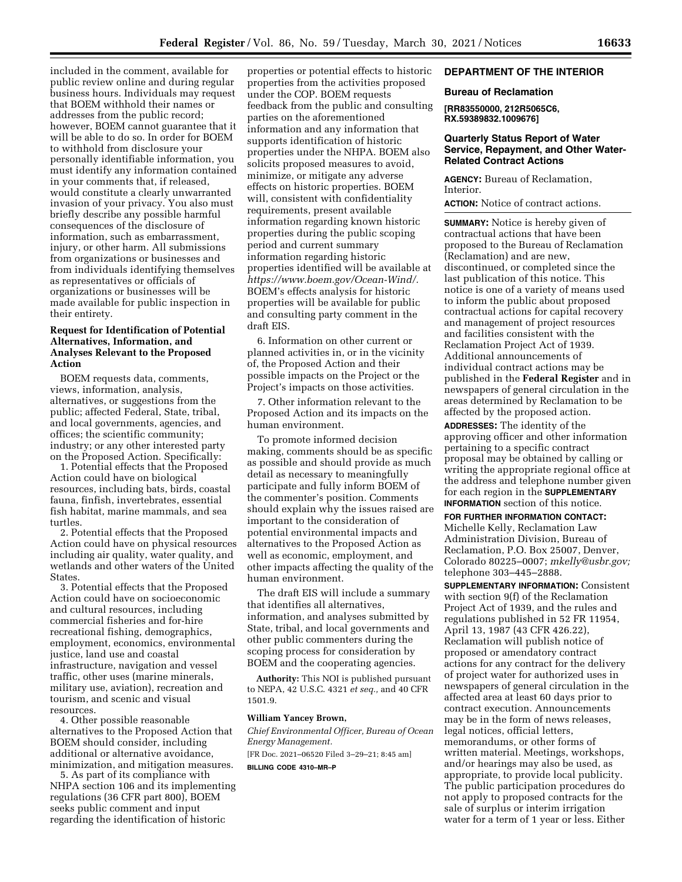included in the comment, available for public review online and during regular business hours. Individuals may request that BOEM withhold their names or addresses from the public record; however, BOEM cannot guarantee that it will be able to do so. In order for BOEM to withhold from disclosure your personally identifiable information, you must identify any information contained in your comments that, if released, would constitute a clearly unwarranted invasion of your privacy. You also must briefly describe any possible harmful consequences of the disclosure of information, such as embarrassment, injury, or other harm. All submissions from organizations or businesses and from individuals identifying themselves as representatives or officials of organizations or businesses will be made available for public inspection in their entirety.

**Request for Identification of Potential Alternatives, Information, and Analyses Relevant to the Proposed Action**

BOEM requests data, comments, views, information, analysis, alternatives, or suggestions from the public; affected Federal, State, tribal, and local governments, agencies, and offices; the scientific community; industry; or any other interested party on the Proposed Action. Specifically:

1. Potential effects that the Proposed Action could have on biological resources, including bats, birds, coastal fauna, finfish, invertebrates, essential fish habitat, marine mammals, and sea turtles.

2. Potential effects that the Proposed Action could have on physical resources including air quality, water quality, and wetlands and other waters of the United States.

3. Potential effects that the Proposed Action could have on socioeconomic and cultural resources, including commercial fisheries and for-hire recreational fishing, demographics, employment, economics, environmental justice, land use and coastal infrastructure, navigation and vessel traffic, other uses (marine minerals, military use, aviation), recreation and tourism, and scenic and visual resources.

4. Other possible reasonable alternatives to the Proposed Action that BOEM should consider, including additional or alternative avoidance, minimization, and mitigation measures.

5. As part of its compliance with NHPA section 106 and its implementing regulations (36 CFR part 800), BOEM seeks public comment and input regarding the identification of historic properties or potential effects to historic properties from the activities proposed under the COP. BOEM requests feedback from the public and consulting parties on the aforementioned information and any information that supports identification of historic properties under the NHPA. BOEM also solicits proposed measures to avoid, minimize, or mitigate any adverse effects on historic properties. BOEM will, consistent with confidentiality requirements, present available information regarding known historic properties during the public scoping period and current summary information regarding historic properties identified will be available at *https://www.boem.gov/Ocean-Wind/.* BOEM's effects analysis for historic properties will be available for public and consulting party comment in the draft EIS.

6. Information on other current or planned activities in, or in the vicinity of, the Proposed Action and their possible impacts on the Project or the Project's impacts on those activities.

7. Other information relevant to the Proposed Action and its impacts on the human environment.

To promote informed decision making, comments should be as specific as possible and should provide as much detail as necessary to meaningfully participate and fully inform BOEM of the commenter's position. Comments should explain why the issues raised are important to the consideration of potential environmental impacts and alternatives to the Proposed Action as well as economic, employment, and other impacts affecting the quality of the human environment.

The draft EIS will include a summary that identifies all alternatives, information, and analyses submitted by State, tribal, and local governments and other public commenters during the scoping process for consideration by BOEM and the cooperating agencies.

**Authority:** This NOI is published pursuant to NEPA, 42 U.S.C. 4321 *et seq.,* and 40 CFR 1501.9.

**William Yancey Brown,**

*Chief Environmental Officer, Bureau of Ocean Energy Management.*

[FR Doc. 2021–06520 Filed 3–29–21; 8:45 am]

**BILLING CODE 4310–MR–P**

## DEPARTMENT OF THE INTERIOR

### Bureau of Reclamation

**[RR83550000, 212R5065C6, RX.59389832.1009676]**

### Quarterly Status Report of Water Service, Repayment, and Other Water-Related Contract Actions

**AGENCY:** Bureau of Reclamation, Interior.

**ACTION:** Notice of contract actions.

**SUMMARY:** Notice is hereby given of contractual actions that have been proposed to the Bureau of Reclamation (Reclamation) and are new, discontinued, or completed since the last publication of this notice. This notice is one of a variety of means used to inform the public about proposed contractual actions for capital recovery and management of project resources and facilities consistent with the Reclamation Project Act of 1939. Additional announcements of individual contract actions may be published in the **Federal Register** and in newspapers of general circulation in the areas determined by Reclamation to be affected by the proposed action.

**ADDRESSES:** The identity of the approving officer and other information pertaining to a specific contract proposal may be obtained by calling or writing the appropriate regional office at the address and telephone number given for each region in the **SUPPLEMENTARY INFORMATION** section of this notice.

**FOR FURTHER INFORMATION CONTACT:** Michelle Kelly, Reclamation Law Administration Division, Bureau of Reclamation, P.O. Box 25007, Denver, Colorado 80225–0007; *mkelly@usbr.gov;* telephone 303–445–2888.

**SUPPLEMENTARY INFORMATION:** Consistent with section 9(f) of the Reclamation Project Act of 1939, and the rules and regulations published in 52 FR 11954, April 13, 1987 (43 CFR 426.22), Reclamation will publish notice of proposed or amendatory contract actions for any contract for the delivery of project water for authorized uses in newspapers of general circulation in the affected area at least 60 days prior to contract execution. Announcements may be in the form of news releases, legal notices, official letters, memorandums, or other forms of written material. Meetings, workshops, and/or hearings may also be used, as appropriate, to provide local publicity. The public participation procedures do not apply to proposed contracts for the sale of surplus or interim irrigation water for a term of 1 year or less. Either